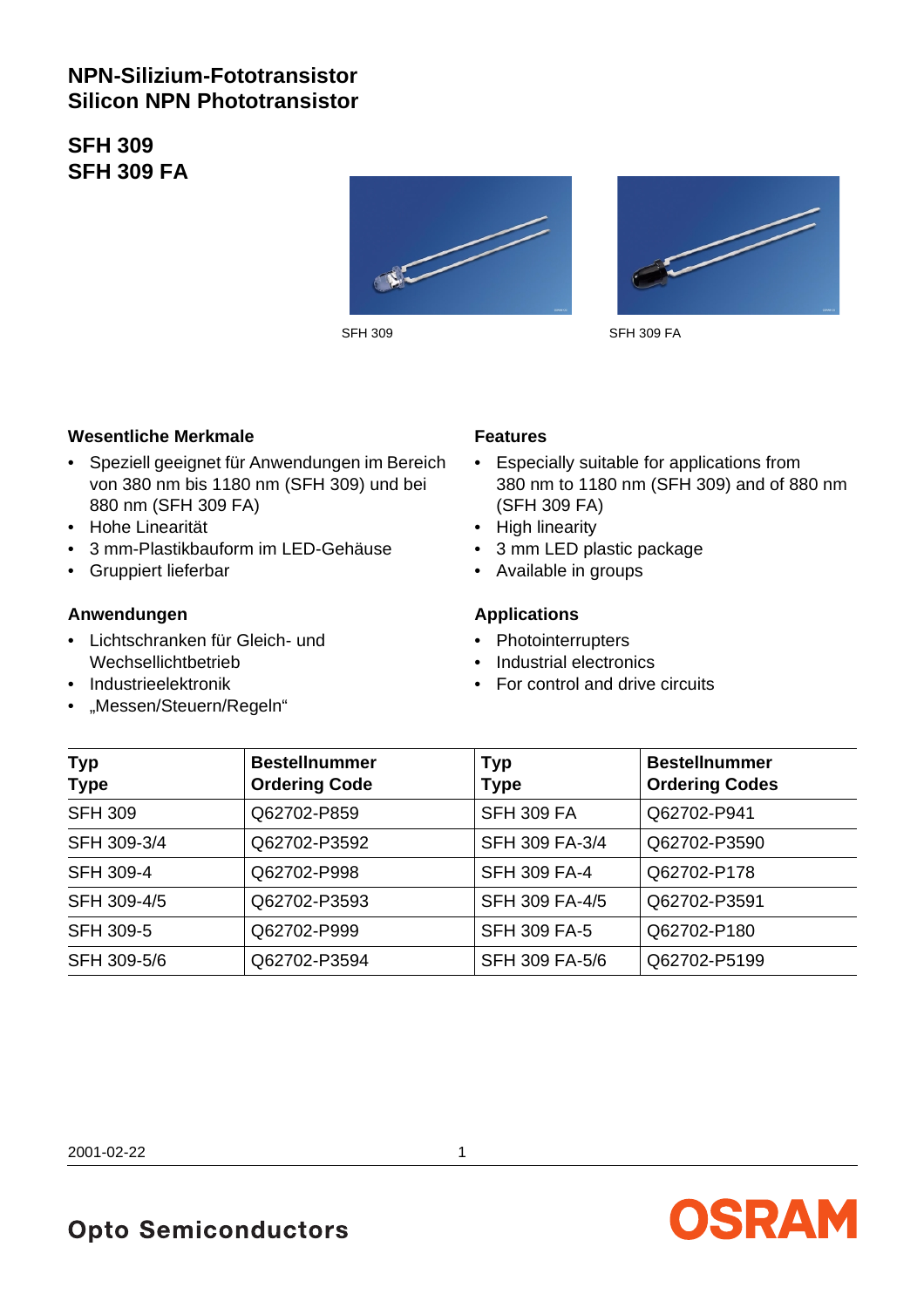# NPN-Silizium-Fototransistor
# Silicon NPN Phototransistor

## SFH 309
## SFH 309 FA

SFH 309

SFH 309 FA

### Wesentliche Merkmale

- Speziell geeignet für Anwendungen im Bereich von 380 nm bis 1180 nm (SFH 309) und bei 880 nm (SFH 309 FA)
- Hohe Linearität
- 3 mm-Plastikbauform im LED-Gehäuse
- Gruppiert lieferbar

### Anwendungen

- Lichtschranken für Gleich- und Wechsellichtbetrieb
- Industrieelektronik
- „Messen/Steuern/Regeln“

### Features

- Especially suitable for applications from 380 nm to 1180 nm (SFH 309) and of 880 nm (SFH 309 FA)
- High linearity
- 3 mm LED plastic package
- Available in groups

### Applications

- Photointerrupters
- Industrial electronics
- For control and drive circuits

| Typ<br>Type | Bestellnummer<br>Ordering Code | Typ<br>Type | Bestellnummer<br>Ordering Codes |
|---|---|---|---|
| SFH 309 | Q62702-P859 | SFH 309 FA | Q62702-P941 |
| SFH 309-3/4 | Q62702-P3592 | SFH 309 FA-3/4 | Q62702-P3590 |
| SFH 309-4 | Q62702-P998 | SFH 309 FA-4 | Q62702-P178 |
| SFH 309-4/5 | Q62702-P3593 | SFH 309 FA-4/5 | Q62702-P3591 |
| SFH 309-5 | Q62702-P999 | SFH 309 FA-5 | Q62702-P180 |
| SFH 309-5/6 | Q62702-P3594 | SFH 309 FA-5/6 | Q62702-P5199 |

2001-02-22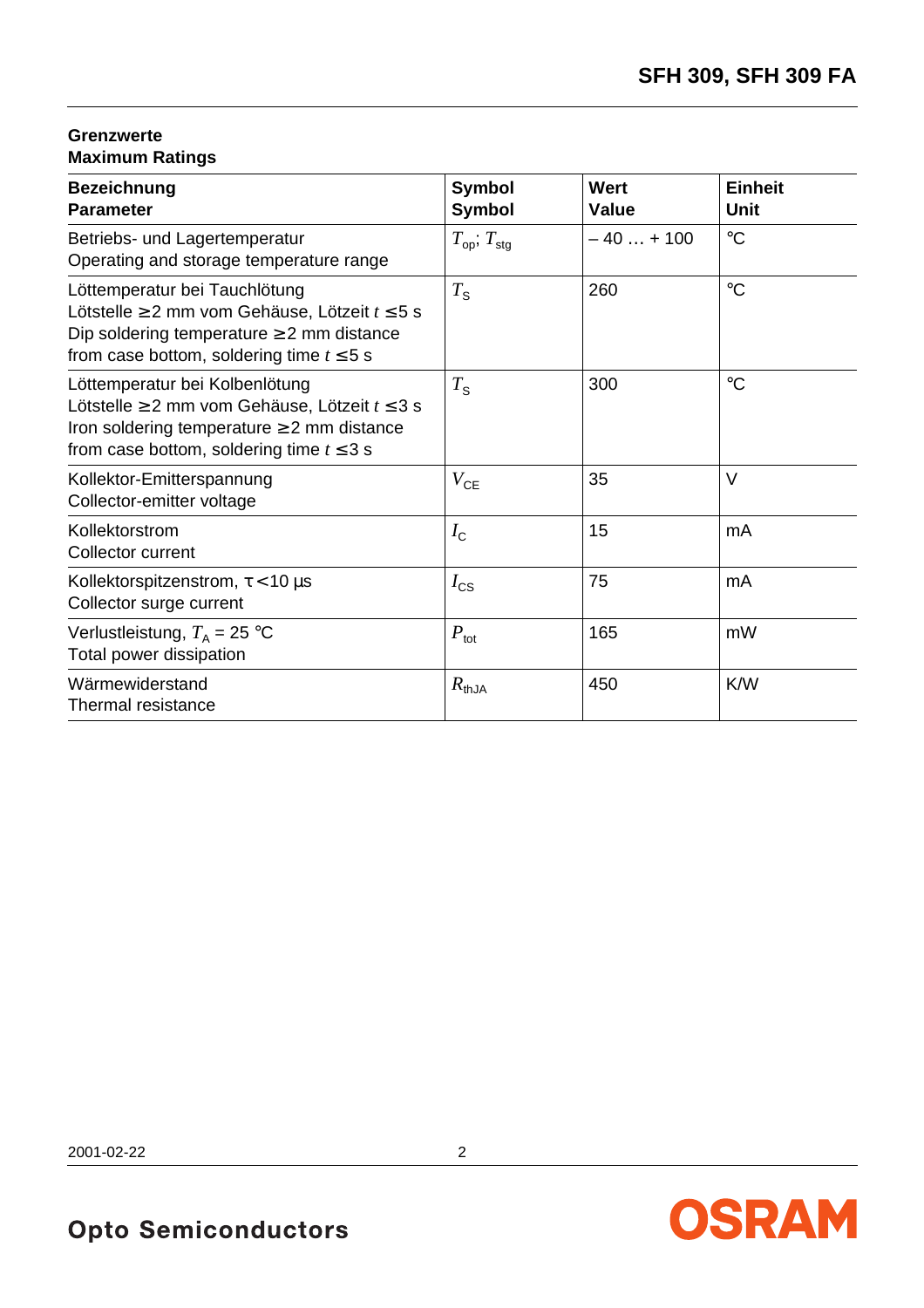**Grenzwerte**
**Maximum Ratings**

| **Bezeichnung**<br>**Parameter** | **Symbol**<br>**Symbol** | **Wert**<br>**Value** | **Einheit**<br>**Unit** |
|---|---|---|---|
| Betriebs- und Lagertemperatur<br>Operating and storage temperature range | $T_{op}$; $T_{stg}$ | – 40 … + 100 | °C |
| Löttemperatur bei Tauchlötung<br>Lötstelle ≥ 2 mm vom Gehäuse, Lötzeit $t \leq 5$ s<br>Dip soldering temperature ≥ 2 mm distance from case bottom, soldering time $t \leq 5$ s | $T_S$ | 260 | °C |
| Löttemperatur bei Kolbenlötung<br>Lötstelle ≥ 2 mm vom Gehäuse, Lötzeit $t \leq 3$ s<br>Iron soldering temperature ≥ 2 mm distance from case bottom, soldering time $t \leq 3$ s | $T_S$ | 300 | °C |
| Kollektor-Emitterspannung<br>Collector-emitter voltage | $V_{CE}$ | 35 | V |
| Kollektorstrom<br>Collector current | $I_C$ | 15 | mA |
| Kollektorspitzenstrom, $\tau < 10$ µs<br>Collector surge current | $I_{CS}$ | 75 | mA |
| Verlustleistung, $T_A$ = 25 °C<br>Total power dissipation | $P_{tot}$ | 165 | mW |
| Wärmewiderstand<br>Thermal resistance | $R_{thJA}$ | 450 | K/W |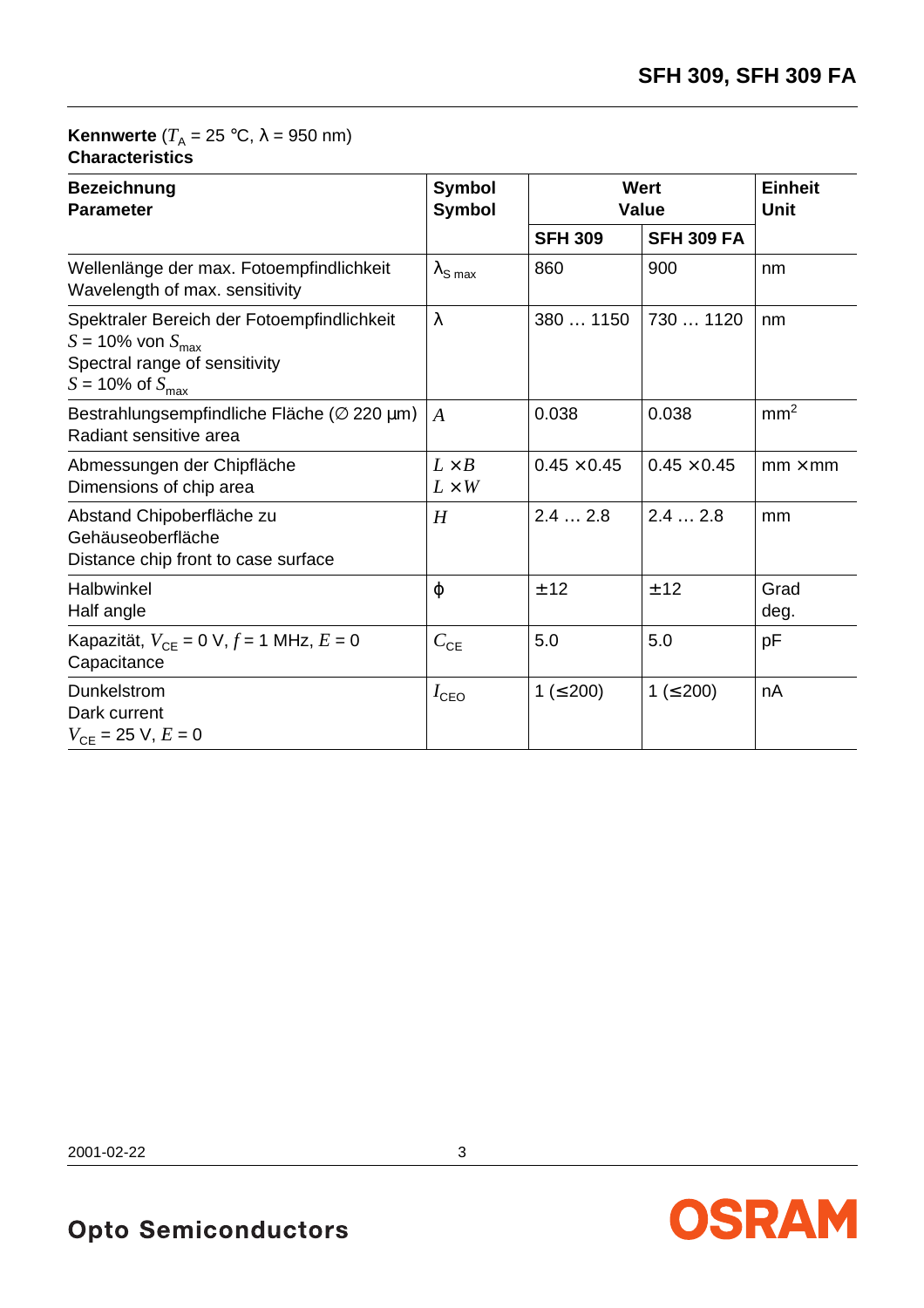**Kennwerte** ($T_A$ = 25 °C, λ = 950 nm)
**Characteristics**

| Bezeichnung<br>Parameter | Symbol<br>Symbol | Wert<br>Value | | Einheit<br>Unit |
|---|---|---|---|---|
| | | **SFH 309** | **SFH 309 FA** | |
| Wellenlänge der max. Fotoempfindlichkeit<br>Wavelength of max. sensitivity | $\lambda_{S\ max}$ | 860 | 900 | nm |
| Spektraler Bereich der Fotoempfindlichkeit<br>$S$ = 10% von $S_{max}$<br>Spectral range of sensitivity<br>$S$ = 10% of $S_{max}$ | λ | 380 … 1150 | 730 … 1120 | nm |
| Bestrahlungsempfindliche Fläche (∅ 220 µm)<br>Radiant sensitive area | $A$ | 0.038 | 0.038 | $mm^2$ |
| Abmessungen der Chipfläche<br>Dimensions of chip area | $L \times B$<br>$L \times W$ | 0.45 × 0.45 | 0.45 × 0.45 | mm × mm |
| Abstand Chipoberfläche zu Gehäuseoberfläche<br>Distance chip front to case surface | $H$ | 2.4 … 2.8 | 2.4 … 2.8 | mm |
| Halbwinkel<br>Half angle | φ | ± 12 | ± 12 | Grad<br>deg. |
| Kapazität, $V_{CE}$ = 0 V, $f$ = 1 MHz, $E$ = 0<br>Capacitance | $C_{CE}$ | 5.0 | 5.0 | pF |
| Dunkelstrom<br>Dark current<br>$V_{CE}$ = 25 V, $E$ = 0 | $I_{CEO}$ | 1 (≤ 200) | 1 (≤ 200) | nA |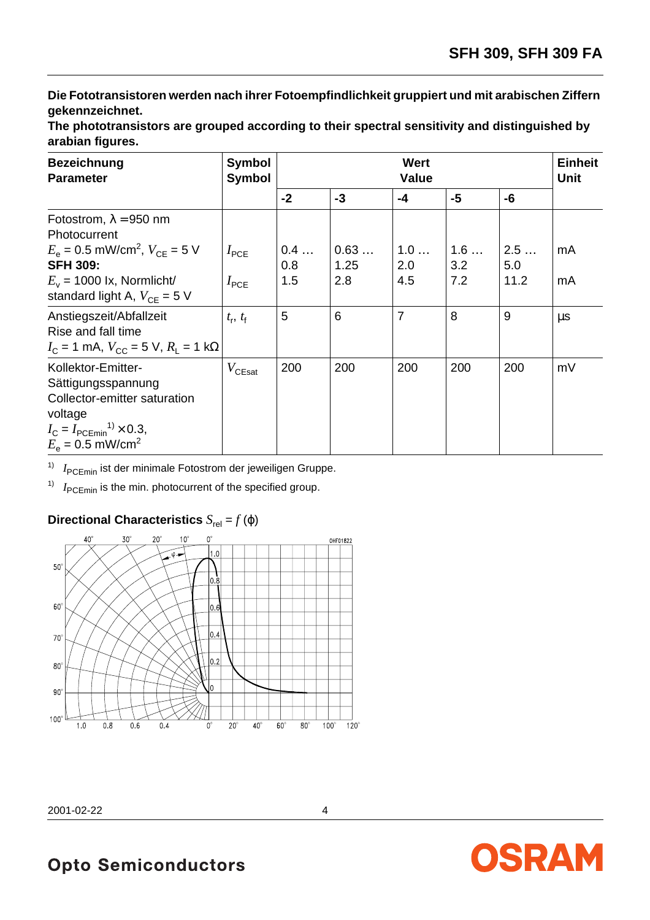**Die Fototransistoren werden nach ihrer Fotoempfindlichkeit gruppiert und mit arabischen Ziffern gekennzeichnet.**
**The phototransistors are grouped according to their spectral sensitivity and distinguished by arabian figures.**

| Bezeichnung<br>Parameter | Symbol<br>Symbol | Wert<br>Value | | | | | Einheit<br>Unit |
|---|---|---|---|---|---|---|---|
| | | **-2** | **-3** | **-4** | **-5** | **-6** | |
| Fotostrom, $\lambda$ = 950 nm<br>Photocurrent<br>$E_e$ = 0.5 mW/cm$^2$, $V_{CE}$ = 5 V<br>**SFH 309:**<br>$E_v$ = 1000 lx, Normlicht/<br>standard light A, $V_{CE}$ = 5 V | $I_{PCE}$<br><br>$I_{PCE}$ | 0.4 …<br>0.8<br>1.5 | 0.63 …<br>1.25<br>2.8 | 1.0 …<br>2.0<br>4.5 | 1.6 …<br>3.2<br>7.2 | 2.5 …<br>5.0<br>11.2 | mA<br><br>mA |
| Anstiegszeit/Abfallzeit<br>Rise and fall time<br>$I_C$ = 1 mA, $V_{CC}$ = 5 V, $R_L$ = 1 kΩ | $t_r$, $t_f$ | 5 | 6 | 7 | 8 | 9 | µs |
| Kollektor-Emitter-Sättigungsspannung<br>Collector-emitter saturation voltage<br>$I_C = I_{PCEmin}$[1] × 0.3,<br>$E_e$ = 0.5 mW/cm$^2$ | $V_{CEsat}$ | 200 | 200 | 200 | 200 | 200 | mV |

[1] $I_{PCEmin}$ ist der minimale Fotostrom der jeweiligen Gruppe.

[1] $I_{PCEmin}$ is the min. photocurrent of the specified group.

**Directional Characteristics** $S_{rel} = f(\varphi)$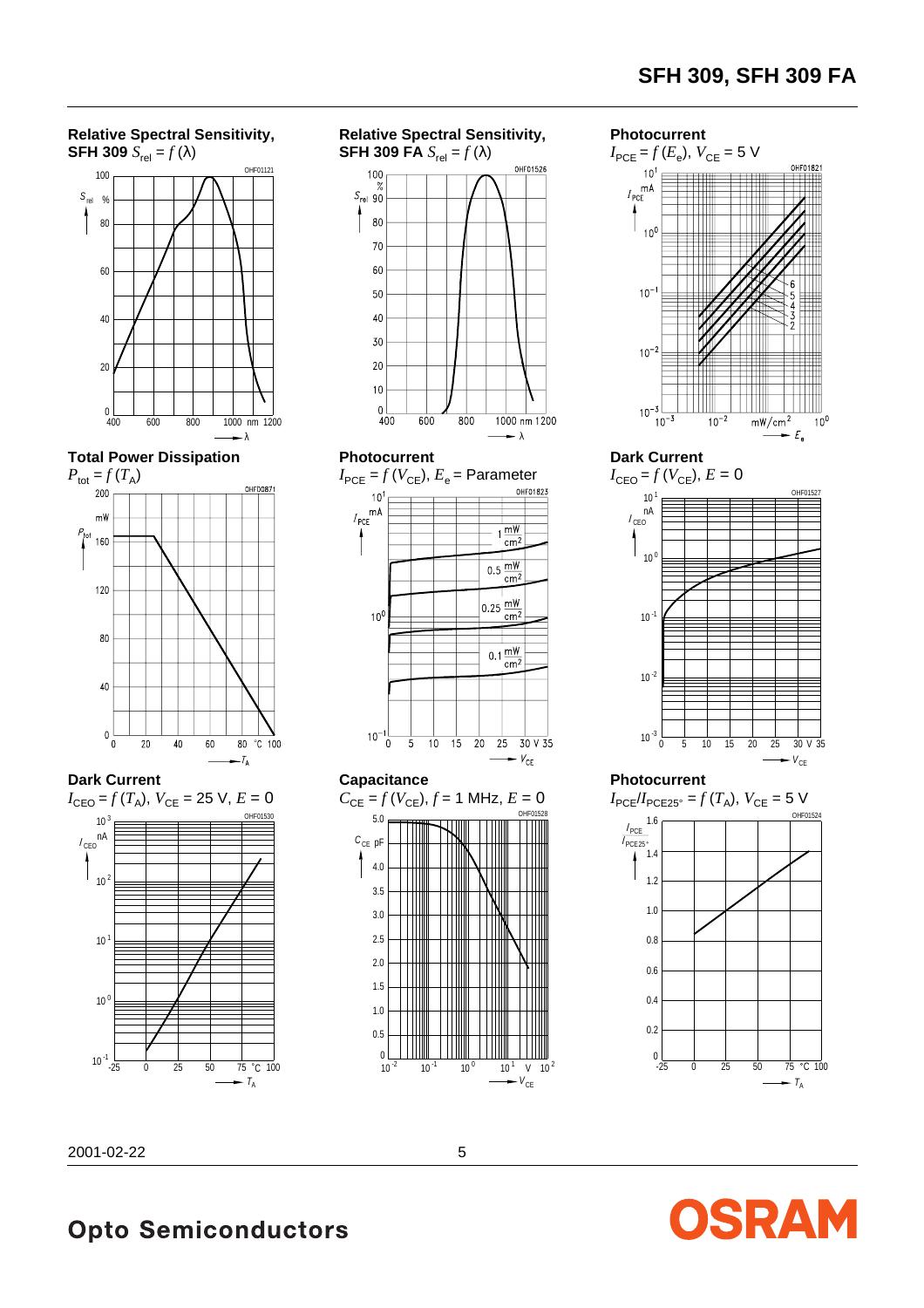### Relative Spectral Sensitivity, SFH 309 $S_{rel} = f(\lambda)$

### Relative Spectral Sensitivity, SFH 309 FA $S_{rel} = f(\lambda)$

### Photocurrent $I_{PCE} = f(E_e)$, $V_{CE} = 5$ V

### Total Power Dissipation $P_{tot} = f(T_A)$

### Photocurrent $I_{PCE} = f(V_{CE})$, $E_e$ = Parameter

### Dark Current $I_{CEO} = f(V_{CE})$, $E = 0$

### Dark Current $I_{CEO} = f(T_A)$, $V_{CE} = 25$ V, $E = 0$

### Capacitance $C_{CE} = f(V_{CE})$, $f = 1$ MHz, $E = 0$

### Photocurrent $I_{PCE}/I_{PCE25°} = f(T_A)$, $V_{CE} = 5$ V

**Opto Semiconductors**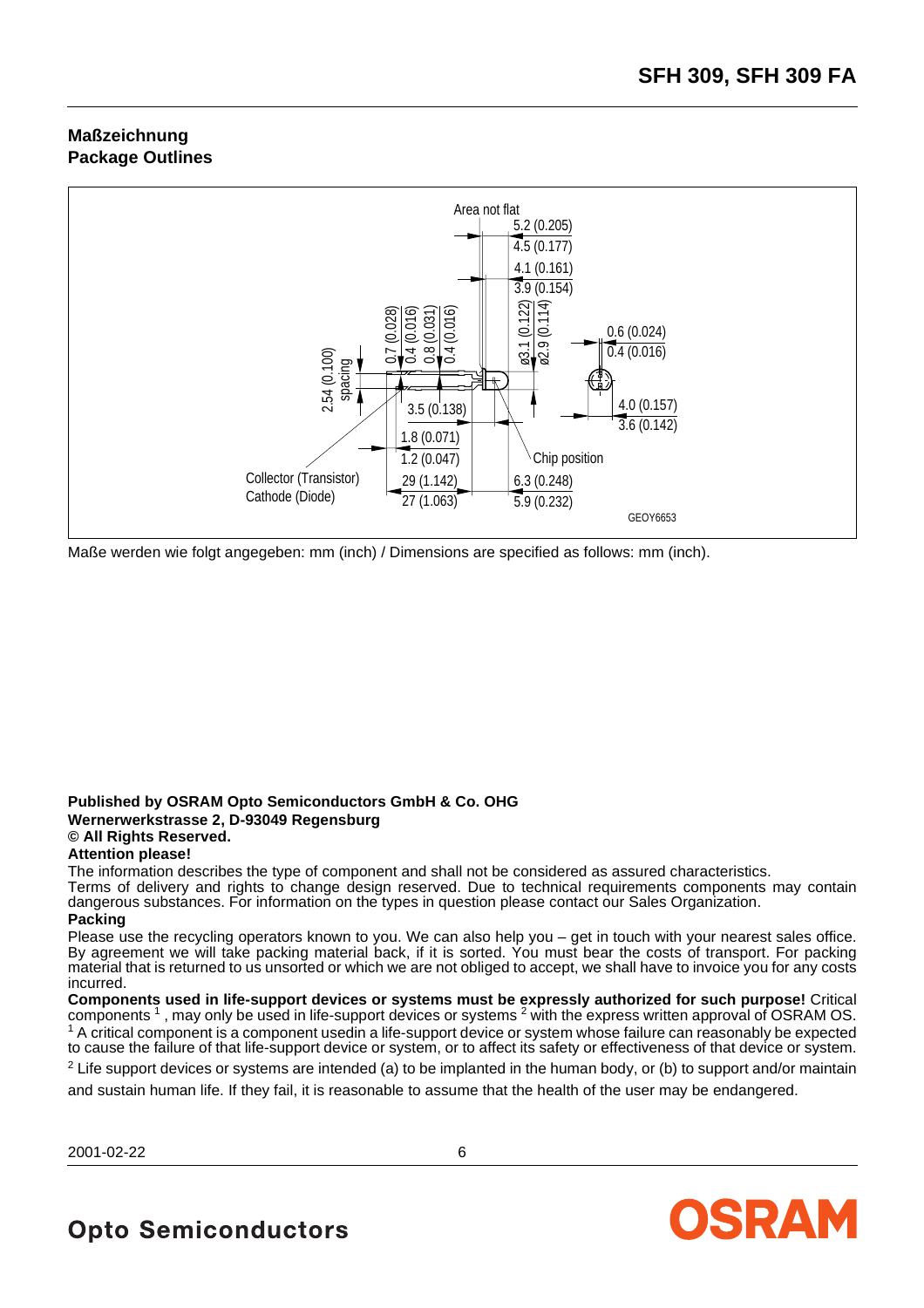## Maßzeichnung
## Package Outlines

Area not flat
5.2 (0.205)
4.5 (0.177)
4.1 (0.161)
3.9 (0.154)
0.7 (0.028)
0.4 (0.016)
0.8 (0.031)
0.4 (0.016)
ø3.1 (0.122)
ø2.9 (0.114)
0.6 (0.024)
0.4 (0.016)
2.54 (0.100) spacing
3.5 (0.138)
4.0 (0.157)
3.6 (0.142)
1.8 (0.071)
1.2 (0.047)
Chip position
Collector (Transistor)
Cathode (Diode)
29 (1.142)
27 (1.063)
6.3 (0.248)
5.9 (0.232)
GEOY6653

Maße werden wie folgt angegeben: mm (inch) / Dimensions are specified as follows: mm (inch).

**Published by OSRAM Opto Semiconductors GmbH & Co. OHG**
**Wernerwerkstrasse 2, D-93049 Regensburg**
**© All Rights Reserved.**

**Attention please!**

The information describes the type of component and shall not be considered as assured characteristics.
Terms of delivery and rights to change design reserved. Due to technical requirements components may contain dangerous substances. For information on the types in question please contact our Sales Organization.

**Packing**

Please use the recycling operators known to you. We can also help you – get in touch with your nearest sales office. By agreement we will take packing material back, if it is sorted. You must bear the costs of transport. For packing material that is returned to us unsorted or which we are not obliged to accept, we shall have to invoice you for any costs incurred.

**Components used in life-support devices or systems must be expressly authorized for such purpose!** Critical components [1], may only be used in life-support devices or systems [2] with the express written approval of OSRAM OS.

[1] A critical component is a component usedin a life-support device or system whose failure can reasonably be expected to cause the failure of that life-support device or system, or to affect its safety or effectiveness of that device or system.

[2] Life support devices or systems are intended (a) to be implanted in the human body, or (b) to support and/or maintain and sustain human life. If they fail, it is reasonable to assume that the health of the user may be endangered.

2001-02-22